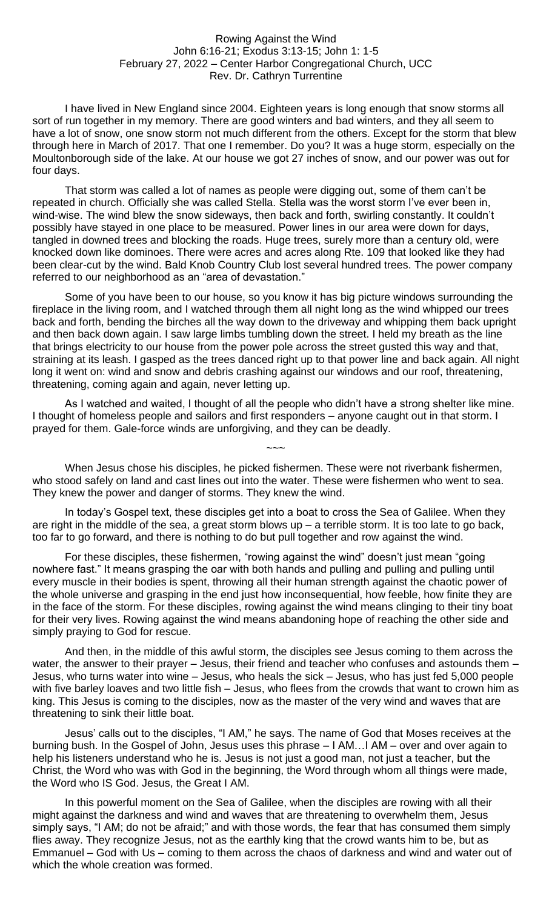# Rowing Against the Wind

John 6:16-21; Exodus 3:13-15; John 1: 1-5

February 27, 2022 – Center Harbor Congregational Church, UCC

Rev. Dr. Cathryn Turrentine

I have lived in New England since 2004. Eighteen years is long enough that snow storms all sort of run together in my memory. There are good winters and bad winters, and they all seem to have a lot of snow, one snow storm not much different from the others. Except for the storm that blew through here in March of 2017. That one I remember. Do you? It was a huge storm, especially on the Moultonborough side of the lake. At our house we got 27 inches of snow, and our power was out for four days.

That storm was called a lot of names as people were digging out, some of them can't be repeated in church. Officially she was called Stella. Stella was the worst storm I've ever been in, wind-wise. The wind blew the snow sideways, then back and forth, swirling constantly. It couldn't possibly have stayed in one place to be measured. Power lines in our area were down for days, tangled in downed trees and blocking the roads. Huge trees, surely more than a century old, were knocked down like dominoes. There were acres and acres along Rte. 109 that looked like they had been clear-cut by the wind. Bald Knob Country Club lost several hundred trees. The power company referred to our neighborhood as an "area of devastation."

Some of you have been to our house, so you know it has big picture windows surrounding the fireplace in the living room, and I watched through them all night long as the wind whipped our trees back and forth, bending the birches all the way down to the driveway and whipping them back upright and then back down again. I saw large limbs tumbling down the street. I held my breath as the line that brings electricity to our house from the power pole across the street gusted this way and that, straining at its leash. I gasped as the trees danced right up to that power line and back again. All night long it went on: wind and snow and debris crashing against our windows and our roof, threatening, threatening, coming again and again, never letting up.

As I watched and waited, I thought of all the people who didn't have a strong shelter like mine. I thought of homeless people and sailors and first responders – anyone caught out in that storm. I prayed for them. Gale-force winds are unforgiving, and they can be deadly.

~~~

When Jesus chose his disciples, he picked fishermen. These were not riverbank fishermen, who stood safely on land and cast lines out into the water. These were fishermen who went to sea. They knew the power and danger of storms. They knew the wind.

In today's Gospel text, these disciples get into a boat to cross the Sea of Galilee. When they are right in the middle of the sea, a great storm blows up – a terrible storm. It is too late to go back, too far to go forward, and there is nothing to do but pull together and row against the wind.

For these disciples, these fishermen, "rowing against the wind" doesn't just mean "going nowhere fast." It means grasping the oar with both hands and pulling and pulling and pulling until every muscle in their bodies is spent, throwing all their human strength against the chaotic power of the whole universe and grasping in the end just how inconsequential, how feeble, how finite they are in the face of the storm. For these disciples, rowing against the wind means clinging to their tiny boat for their very lives. Rowing against the wind means abandoning hope of reaching the other side and simply praying to God for rescue.

And then, in the middle of this awful storm, the disciples see Jesus coming to them across the water, the answer to their prayer – Jesus, their friend and teacher who confuses and astounds them – Jesus, who turns water into wine – Jesus, who heals the sick – Jesus, who has just fed 5,000 people with five barley loaves and two little fish – Jesus, who flees from the crowds that want to crown him as king. This Jesus is coming to the disciples, now as the master of the very wind and waves that are threatening to sink their little boat.

Jesus' calls out to the disciples, "I AM," he says. The name of God that Moses receives at the burning bush. In the Gospel of John, Jesus uses this phrase – I AM…I AM – over and over again to help his listeners understand who he is. Jesus is not just a good man, not just a teacher, but the Christ, the Word who was with God in the beginning, the Word through whom all things were made, the Word who IS God. Jesus, the Great I AM.

In this powerful moment on the Sea of Galilee, when the disciples are rowing with all their might against the darkness and wind and waves that are threatening to overwhelm them, Jesus simply says, "I AM; do not be afraid;" and with those words, the fear that has consumed them simply flies away. They recognize Jesus, not as the earthly king that the crowd wants him to be, but as Emmanuel – God with Us – coming to them across the chaos of darkness and wind and water out of which the whole creation was formed.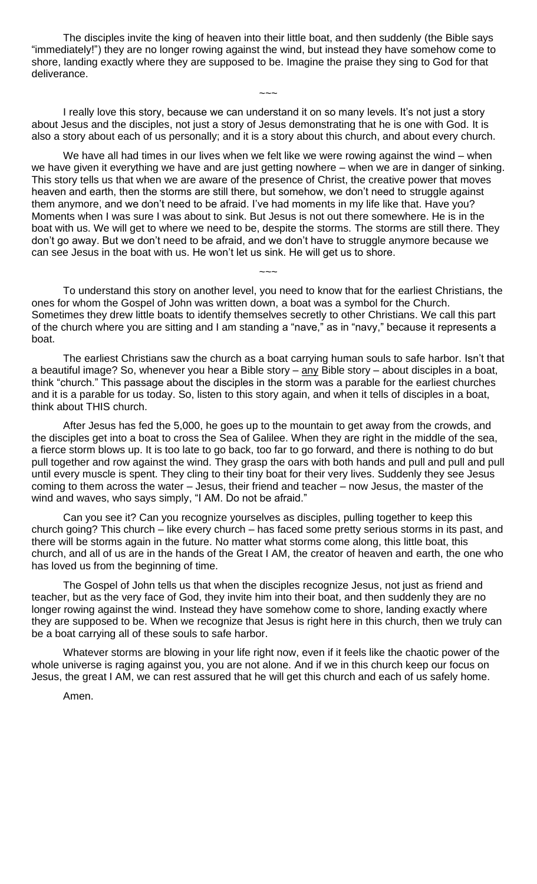The disciples invite the king of heaven into their little boat, and then suddenly (the Bible says "immediately!") they are no longer rowing against the wind, but instead they have somehow come to shore, landing exactly where they are supposed to be. Imagine the praise they sing to God for that deliverance.

~~~

I really love this story, because we can understand it on so many levels. It's not just a story about Jesus and the disciples, not just a story of Jesus demonstrating that he is one with God. It is also a story about each of us personally; and it is a story about this church, and about every church.

We have all had times in our lives when we felt like we were rowing against the wind – when we have given it everything we have and are just getting nowhere – when we are in danger of sinking. This story tells us that when we are aware of the presence of Christ, the creative power that moves heaven and earth, then the storms are still there, but somehow, we don't need to struggle against them anymore, and we don't need to be afraid. I've had moments in my life like that. Have you? Moments when I was sure I was about to sink. But Jesus is not out there somewhere. He is in the boat with us. We will get to where we need to be, despite the storms. The storms are still there. They don't go away. But we don't need to be afraid, and we don't have to struggle anymore because we can see Jesus in the boat with us. He won't let us sink. He will get us to shore.

~~~

To understand this story on another level, you need to know that for the earliest Christians, the ones for whom the Gospel of John was written down, a boat was a symbol for the Church. Sometimes they drew little boats to identify themselves secretly to other Christians. We call this part of the church where you are sitting and I am standing a "nave," as in "navy," because it represents a boat.

The earliest Christians saw the church as a boat carrying human souls to safe harbor. Isn't that a beautiful image? So, whenever you hear a Bible story – <u>any</u> Bible story – about disciples in a boat, think "church." This passage about the disciples in the storm was a parable for the earliest churches and it is a parable for us today. So, listen to this story again, and when it tells of disciples in a boat, think about THIS church.

After Jesus has fed the 5,000, he goes up to the mountain to get away from the crowds, and the disciples get into a boat to cross the Sea of Galilee. When they are right in the middle of the sea, a fierce storm blows up. It is too late to go back, too far to go forward, and there is nothing to do but pull together and row against the wind. They grasp the oars with both hands and pull and pull and pull until every muscle is spent. They cling to their tiny boat for their very lives. Suddenly they see Jesus coming to them across the water – Jesus, their friend and teacher – now Jesus, the master of the wind and waves, who says simply, "I AM. Do not be afraid."

Can you see it? Can you recognize yourselves as disciples, pulling together to keep this church going? This church – like every church – has faced some pretty serious storms in its past, and there will be storms again in the future. No matter what storms come along, this little boat, this church, and all of us are in the hands of the Great I AM, the creator of heaven and earth, the one who has loved us from the beginning of time.

The Gospel of John tells us that when the disciples recognize Jesus, not just as friend and teacher, but as the very face of God, they invite him into their boat, and then suddenly they are no longer rowing against the wind. Instead they have somehow come to shore, landing exactly where they are supposed to be. When we recognize that Jesus is right here in this church, then we truly can be a boat carrying all of these souls to safe harbor.

Whatever storms are blowing in your life right now, even if it feels like the chaotic power of the whole universe is raging against you, you are not alone. And if we in this church keep our focus on Jesus, the great I AM, we can rest assured that he will get this church and each of us safely home.

Amen.